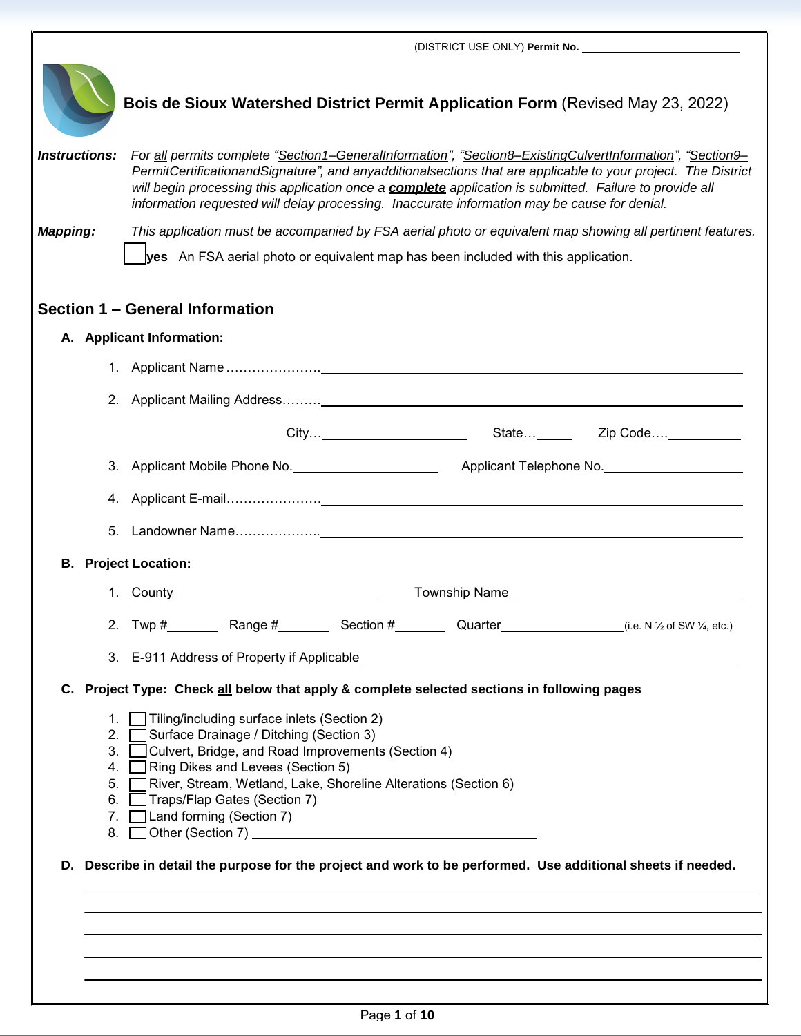(DISTRICT USE ONLY) **Permit No.** ______________________

# Bois de Sioux Watershed District Permit Application Form (Revised May 23, 2022)

***Instructions:*** *For all permits complete "Section1–GeneralInformation", "Section8–ExistingCulvertInformation", "Section9–PermitCertificationandSignature", and anyadditionalsections that are applicable to your project. The District will begin processing this application once a* ***complete*** *application is submitted. Failure to provide all information requested will delay processing. Inaccurate information may be cause for denial.*

***Mapping:*** *This application must be accompanied by FSA aerial photo or equivalent map showing all pertinent features.*

☐ **yes** An FSA aerial photo or equivalent map has been included with this application.

## Section 1 – General Information

### A. Applicant Information:

1. Applicant Name…………………. ______________________
2. Applicant Mailing Address……… ______________________

   City… ______________ State… ______ Zip Code…. ______________

3. Applicant Mobile Phone No. ______________ Applicant Telephone No. ______________
4. Applicant E-mail…………………. ______________________
5. Landowner Name……………….. ______________________

### B. Project Location:

1. County ______________ Township Name ______________
2. Twp # ______ Range # ______ Section # ______ Quarter ______________ (i.e. N ½ of SW ¼, etc.)
3. E-911 Address of Property if Applicable ______________________

### C. Project Type: Check all below that apply & complete selected sections in following pages

1. ☐ Tiling/including surface inlets (Section 2)
2. ☐ Surface Drainage / Ditching (Section 3)
3. ☐ Culvert, Bridge, and Road Improvements (Section 4)
4. ☐ Ring Dikes and Levees (Section 5)
5. ☐ River, Stream, Wetland, Lake, Shoreline Alterations (Section 6)
6. ☐ Traps/Flap Gates (Section 7)
7. ☐ Land forming (Section 7)
8. ☐ Other (Section 7) ______________________

### D. Describe in detail the purpose for the project and work to be performed. Use additional sheets if needed.

______________________________________________

______________________________________________

______________________________________________

______________________________________________

______________________________________________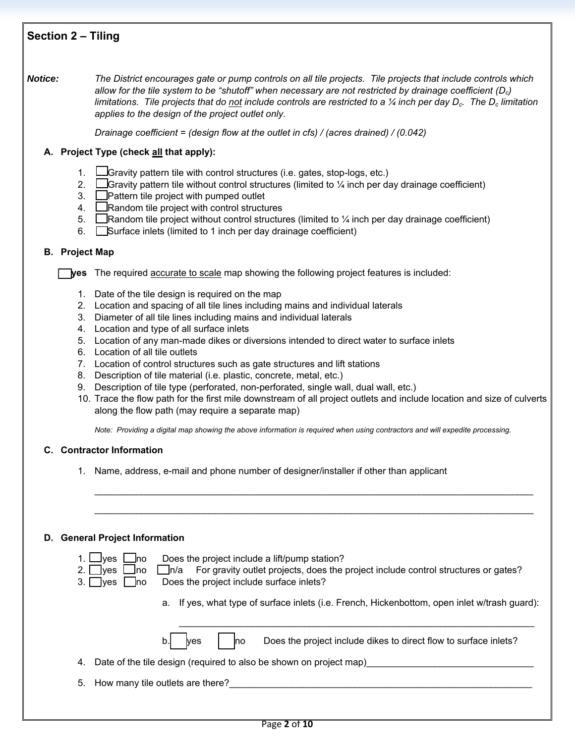## Section 2 – Tiling

***Notice:*** *The District encourages gate or pump controls on all tile projects. Tile projects that include controls which allow for the tile system to be "shutoff" when necessary are not restricted by drainage coefficient ($D_c$) limitations. Tile projects that do not include controls are restricted to a ¼ inch per day $D_c$. The $D_c$ limitation applies to the design of the project outlet only.*

*Drainage coefficient = (design flow at the outlet in cfs) / (acres drained) / (0.042)*

### A. Project Type (check all that apply):

1. ☐ Gravity pattern tile with control structures (i.e. gates, stop-logs, etc.)
2. ☐ Gravity pattern tile without control structures (limited to ¼ inch per day drainage coefficient)
3. ☐ Pattern tile project with pumped outlet
4. ☐ Random tile project with control structures
5. ☐ Random tile project without control structures (limited to ¼ inch per day drainage coefficient)
6. ☐ Surface inlets (limited to 1 inch per day drainage coefficient)

### B. Project Map

☐ **yes** The required accurate to scale map showing the following project features is included:

1. Date of the tile design is required on the map
2. Location and spacing of all tile lines including mains and individual laterals
3. Diameter of all tile lines including mains and individual laterals
4. Location and type of all surface inlets
5. Location of any man-made dikes or diversions intended to direct water to surface inlets
6. Location of all tile outlets
7. Location of control structures such as gate structures and lift stations
8. Description of tile material (i.e. plastic, concrete, metal, etc.)
9. Description of tile type (perforated, non-perforated, single wall, dual wall, etc.)
10. Trace the flow path for the first mile downstream of all project outlets and include location and size of culverts along the flow path (may require a separate map)

*Note: Providing a digital map showing the above information is required when using contractors and will expedite processing.*

### C. Contractor Information

1. Name, address, e-mail and phone number of designer/installer if other than applicant

______________________________________________________________________

______________________________________________________________________

### D. General Project Information

1. ☐ yes ☐ no Does the project include a lift/pump station?
2. ☐ yes ☐ no ☐ n/a For gravity outlet projects, does the project include control structures or gates?
3. ☐ yes ☐ no Does the project include surface inlets?

   a. If yes, what type of surface inlets (i.e. French, Hickenbottom, open inlet w/trash guard):

   ______________________________________________________________________

   b. ☐ yes ☐ no Does the project include dikes to direct flow to surface inlets?

4. Date of the tile design (required to also be shown on project map)________________________________
5. How many tile outlets are there?____________________________________________________________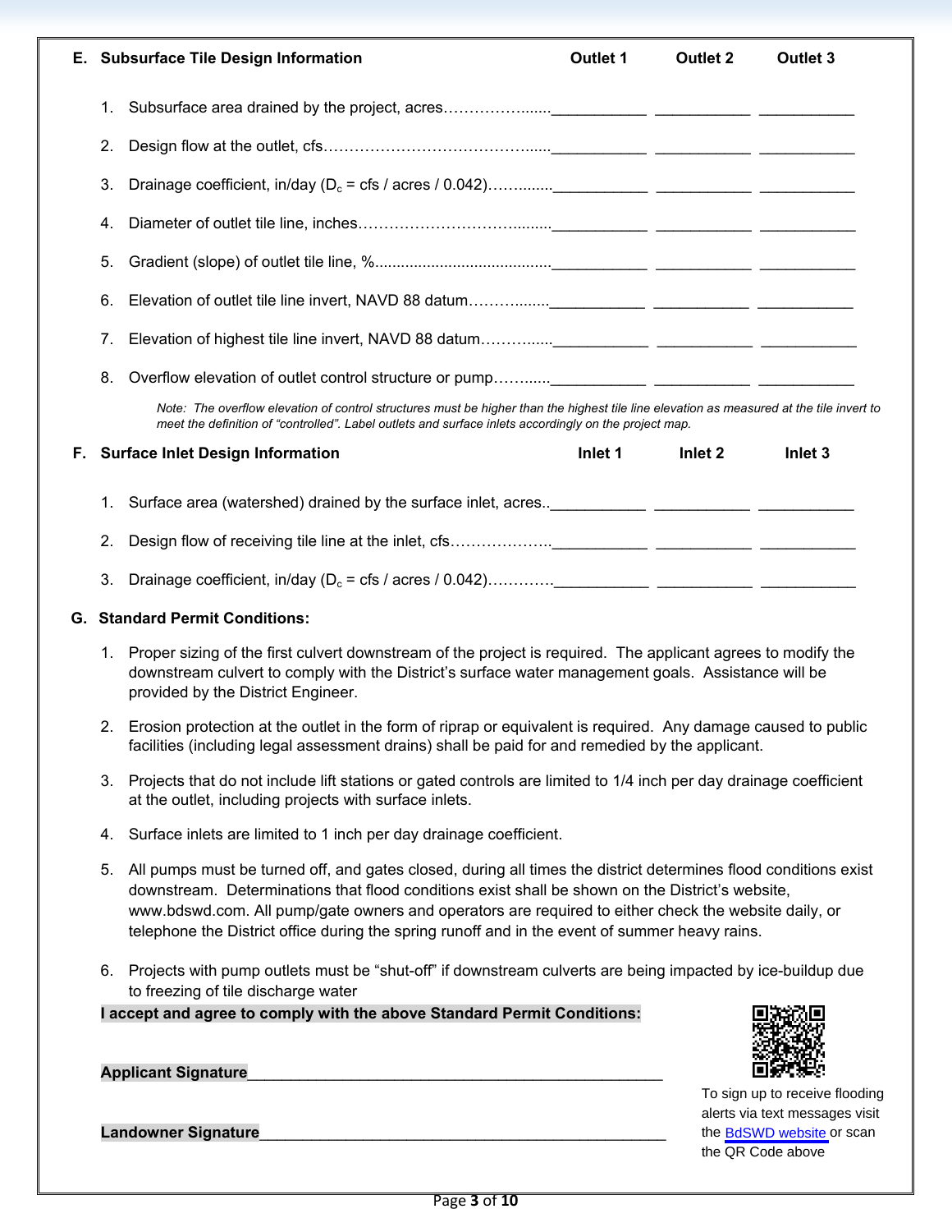## E. Subsurface Tile Design Information

| | Outlet 1 | Outlet 2 | Outlet 3 |
|---|---|---|---|
| 1. Subsurface area drained by the project, acres | | | |
| 2. Design flow at the outlet, cfs | | | |
| 3. Drainage coefficient, in/day ($D_c$ = cfs / acres / 0.042) | | | |
| 4. Diameter of outlet tile line, inches | | | |
| 5. Gradient (slope) of outlet tile line, % | | | |
| 6. Elevation of outlet tile line invert, NAVD 88 datum | | | |
| 7. Elevation of highest tile line invert, NAVD 88 datum | | | |
| 8. Overflow elevation of outlet control structure or pump | | | |

*Note: The overflow elevation of control structures must be higher than the highest tile line elevation as measured at the tile invert to meet the definition of "controlled". Label outlets and surface inlets accordingly on the project map.*

## F. Surface Inlet Design Information

| | Inlet 1 | Inlet 2 | Inlet 3 |
|---|---|---|---|
| 1. Surface area (watershed) drained by the surface inlet, acres | | | |
| 2. Design flow of receiving tile line at the inlet, cfs | | | |
| 3. Drainage coefficient, in/day ($D_c$ = cfs / acres / 0.042) | | | |

## G. Standard Permit Conditions:

1. Proper sizing of the first culvert downstream of the project is required. The applicant agrees to modify the downstream culvert to comply with the District's surface water management goals. Assistance will be provided by the District Engineer.
2. Erosion protection at the outlet in the form of riprap or equivalent is required. Any damage caused to public facilities (including legal assessment drains) shall be paid for and remedied by the applicant.
3. Projects that do not include lift stations or gated controls are limited to 1/4 inch per day drainage coefficient at the outlet, including projects with surface inlets.
4. Surface inlets are limited to 1 inch per day drainage coefficient.
5. All pumps must be turned off, and gates closed, during all times the district determines flood conditions exist downstream. Determinations that flood conditions exist shall be shown on the District's website, www.bdswd.com. All pump/gate owners and operators are required to either check the website daily, or telephone the District office during the spring runoff and in the event of summer heavy rains.
6. Projects with pump outlets must be "shut-off" if downstream culverts are being impacted by ice-buildup due to freezing of tile discharge water

**I accept and agree to comply with the above Standard Permit Conditions:**

**Applicant Signature**\_\_\_\_\_\_\_\_\_\_\_\_\_\_\_\_\_\_\_\_\_\_\_\_\_\_\_\_\_\_\_\_\_\_\_\_\_\_\_\_\_\_\_\_

**Landowner Signature**\_\_\_\_\_\_\_\_\_\_\_\_\_\_\_\_\_\_\_\_\_\_\_\_\_\_\_\_\_\_\_\_\_\_\_\_\_\_\_\_\_\_\_\_

To sign up to receive flooding alerts via text messages visit the BdSWD website or scan the QR Code above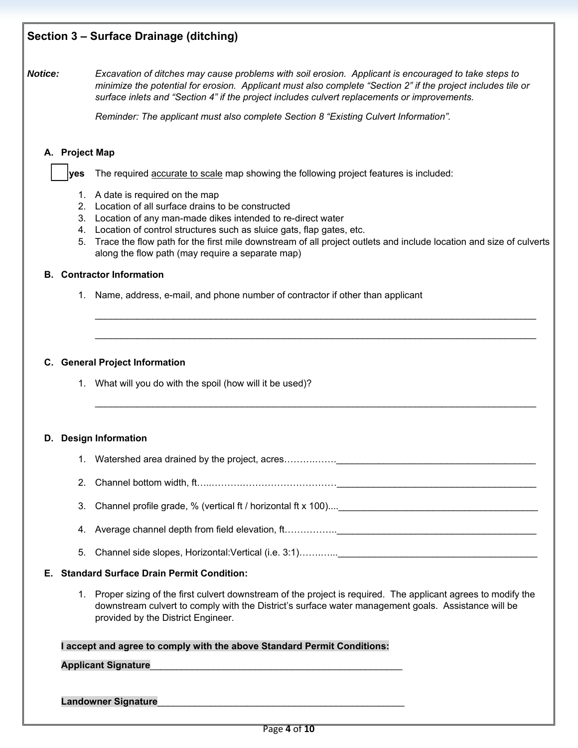## Section 3 – Surface Drainage (ditching)

**Notice:** *Excavation of ditches may cause problems with soil erosion. Applicant is encouraged to take steps to minimize the potential for erosion. Applicant must also complete "Section 2" if the project includes tile or surface inlets and "Section 4" if the project includes culvert replacements or improvements.*

*Reminder: The applicant must also complete Section 8 "Existing Culvert Information".*

### A. Project Map

☐ **yes** The required accurate to scale map showing the following project features is included:

1. A date is required on the map
2. Location of all surface drains to be constructed
3. Location of any man-made dikes intended to re-direct water
4. Location of control structures such as sluice gats, flap gates, etc.
5. Trace the flow path for the first mile downstream of all project outlets and include location and size of culverts along the flow path (may require a separate map)

### B. Contractor Information

1. Name, address, e-mail, and phone number of contractor if other than applicant

_______________________________________________

_______________________________________________

### C. General Project Information

1. What will you do with the spoil (how will it be used)?

_______________________________________________

### D. Design Information

1. Watershed area drained by the project, acres……………______________________
2. Channel bottom width, ft……………………………………______________________
3. Channel profile grade, % (vertical ft / horizontal ft x 100)....______________________
4. Average channel depth from field elevation, ft……………..______________________
5. Channel side slopes, Horizontal:Vertical (i.e. 3:1)………...______________________

### E. Standard Surface Drain Permit Condition:

1. Proper sizing of the first culvert downstream of the project is required. The applicant agrees to modify the downstream culvert to comply with the District's surface water management goals. Assistance will be provided by the District Engineer.

**I accept and agree to comply with the above Standard Permit Conditions:**

**Applicant Signature**_______________________________________________

**Landowner Signature**_______________________________________________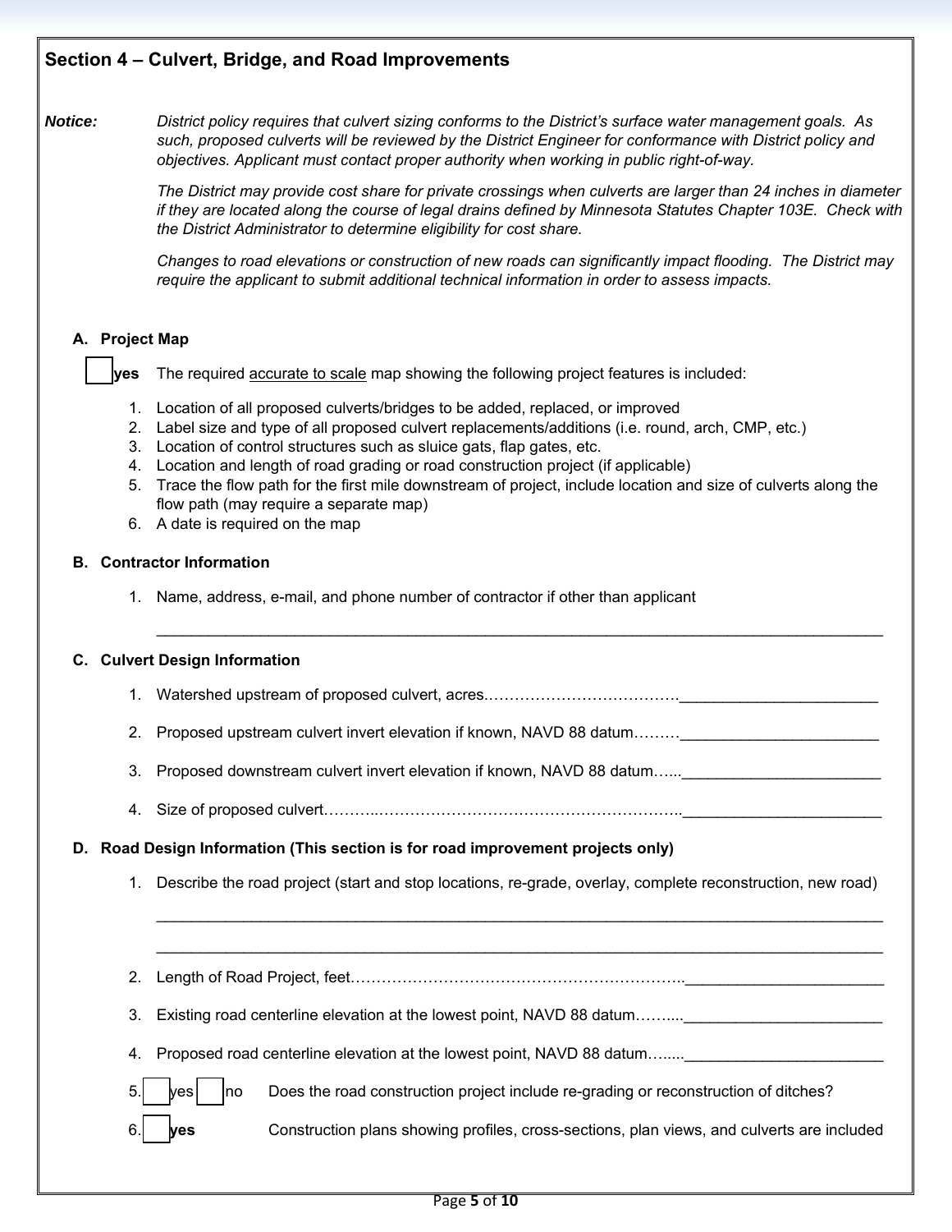## Section 4 – Culvert, Bridge, and Road Improvements

**Notice:** *District policy requires that culvert sizing conforms to the District's surface water management goals. As such, proposed culverts will be reviewed by the District Engineer for conformance with District policy and objectives. Applicant must contact proper authority when working in public right-of-way.*

*The District may provide cost share for private crossings when culverts are larger than 24 inches in diameter if they are located along the course of legal drains defined by Minnesota Statutes Chapter 103E. Check with the District Administrator to determine eligibility for cost share.*

*Changes to road elevations or construction of new roads can significantly impact flooding. The District may require the applicant to submit additional technical information in order to assess impacts.*

### A. Project Map

☐ **yes** The required accurate to scale map showing the following project features is included:

1. Location of all proposed culverts/bridges to be added, replaced, or improved
2. Label size and type of all proposed culvert replacements/additions (i.e. round, arch, CMP, etc.)
3. Location of control structures such as sluice gats, flap gates, etc.
4. Location and length of road grading or road construction project (if applicable)
5. Trace the flow path for the first mile downstream of project, include location and size of culverts along the flow path (may require a separate map)
6. A date is required on the map

### B. Contractor Information

1. Name, address, e-mail, and phone number of contractor if other than applicant

_______________________________________________

### C. Culvert Design Information

1. Watershed upstream of proposed culvert, acres…………………………………_______________________
2. Proposed upstream culvert invert elevation if known, NAVD 88 datum………_______________________
3. Proposed downstream culvert invert elevation if known, NAVD 88 datum…..._______________________
4. Size of proposed culvert………..…………………………………………………..._______________________

### D. Road Design Information (This section is for road improvement projects only)

1. Describe the road project (start and stop locations, re-grade, overlay, complete reconstruction, new road)

   _______________________________________________

   _______________________________________________

2. Length of Road Project, feet…………………………………………………………..._______________________
3. Existing road centerline elevation at the lowest point, NAVD 88 datum……...._______________________
4. Proposed road centerline elevation at the lowest point, NAVD 88 datum…....._______________________
5. ☐ yes ☐ no Does the road construction project include re-grading or reconstruction of ditches?
6. ☐ **yes** Construction plans showing profiles, cross-sections, plan views, and culverts are included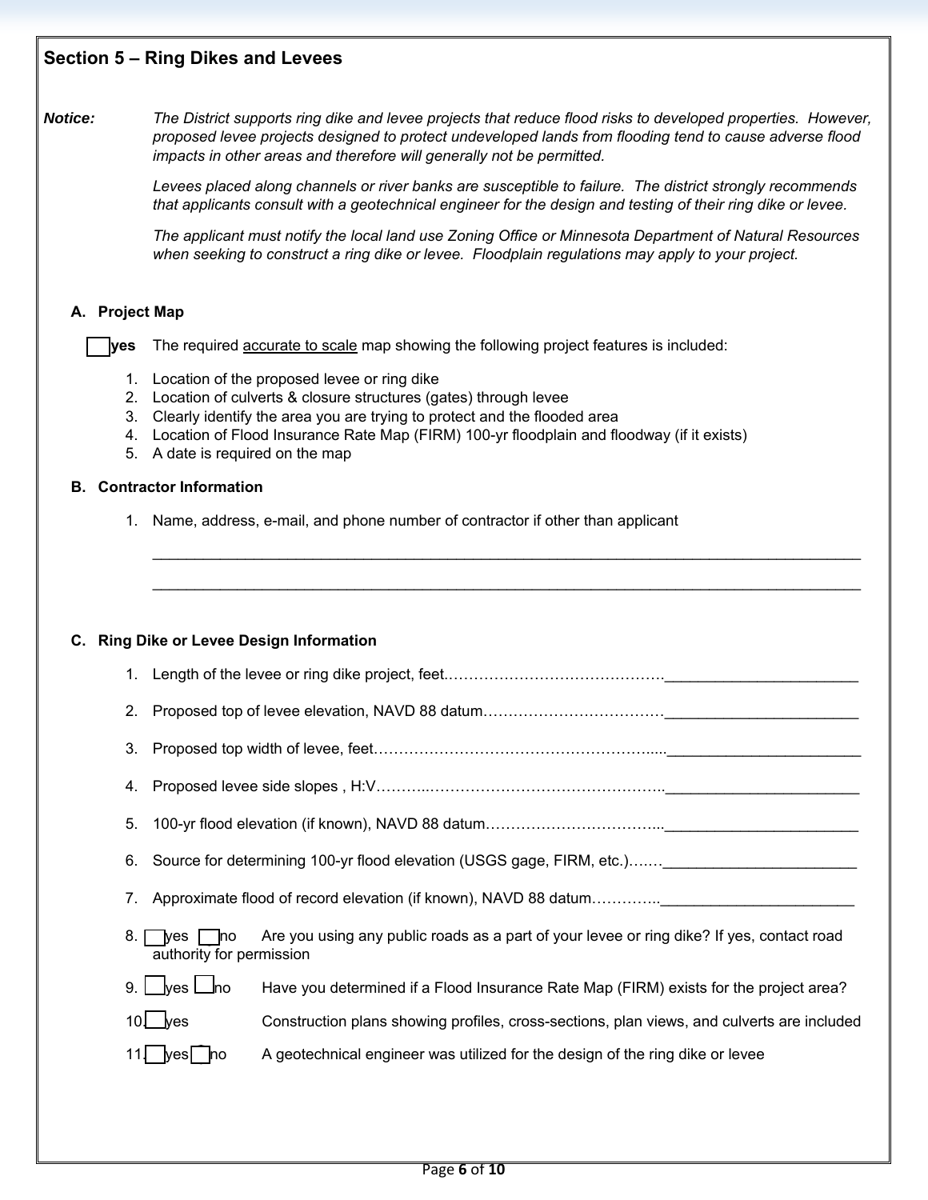## Section 5 – Ring Dikes and Levees

**Notice:** *The District supports ring dike and levee projects that reduce flood risks to developed properties. However, proposed levee projects designed to protect undeveloped lands from flooding tend to cause adverse flood impacts in other areas and therefore will generally not be permitted.*

*Levees placed along channels or river banks are susceptible to failure. The district strongly recommends that applicants consult with a geotechnical engineer for the design and testing of their ring dike or levee.*

*The applicant must notify the local land use Zoning Office or Minnesota Department of Natural Resources when seeking to construct a ring dike or levee. Floodplain regulations may apply to your project.*

### A. Project Map

☐ **yes** The required accurate to scale map showing the following project features is included:

1. Location of the proposed levee or ring dike
2. Location of culverts & closure structures (gates) through levee
3. Clearly identify the area you are trying to protect and the flooded area
4. Location of Flood Insurance Rate Map (FIRM) 100-yr floodplain and floodway (if it exists)
5. A date is required on the map

### B. Contractor Information

1. Name, address, e-mail, and phone number of contractor if other than applicant

______________________________________________________________________________

______________________________________________________________________________

### C. Ring Dike or Levee Design Information

1. Length of the levee or ring dike project, feet……………………………………_______________________
2. Proposed top of levee elevation, NAVD 88 datum………………………………_______________________
3. Proposed top width of levee, feet…………………………………………………....._______________________
4. Proposed levee side slopes , H:V………..…………………………………………….._______________________
5. 100-yr flood elevation (if known), NAVD 88 datum……………………………...._______________________
6. Source for determining 100-yr flood elevation (USGS gage, FIRM, etc.)…….._______________________
7. Approximate flood of record elevation (if known), NAVD 88 datum…………..._______________________
8. ☐ yes ☐ no Are you using any public roads as a part of your levee or ring dike? If yes, contact road authority for permission
9. ☐ yes ☐ no Have you determined if a Flood Insurance Rate Map (FIRM) exists for the project area?
10. ☐ yes Construction plans showing profiles, cross-sections, plan views, and culverts are included
11. ☐ yes ☐ no A geotechnical engineer was utilized for the design of the ring dike or levee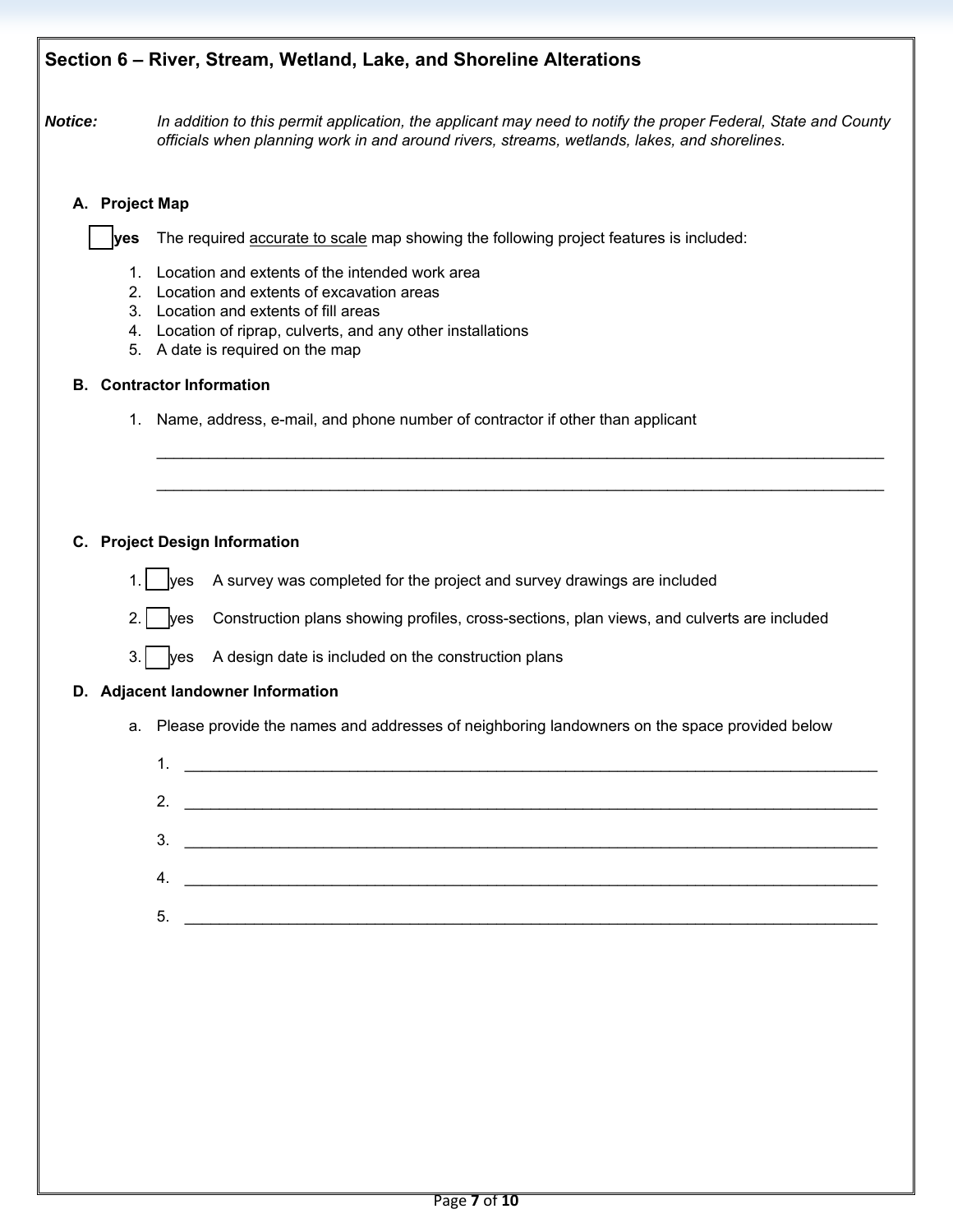## Section 6 – River, Stream, Wetland, Lake, and Shoreline Alterations

***Notice:*** *In addition to this permit application, the applicant may need to notify the proper Federal, State and County officials when planning work in and around rivers, streams, wetlands, lakes, and shorelines.*

### A. Project Map

☐ **yes** The required accurate to scale map showing the following project features is included:

1. Location and extents of the intended work area
2. Location and extents of excavation areas
3. Location and extents of fill areas
4. Location of riprap, culverts, and any other installations
5. A date is required on the map

### B. Contractor Information

1. Name, address, e-mail, and phone number of contractor if other than applicant

_______________________________________________________________________________

_______________________________________________________________________________

### C. Project Design Information

1. ☐ yes A survey was completed for the project and survey drawings are included
2. ☐ yes Construction plans showing profiles, cross-sections, plan views, and culverts are included
3. ☐ yes A design date is included on the construction plans

### D. Adjacent landowner Information

a. Please provide the names and addresses of neighboring landowners on the space provided below

1. _______________________________________________________________________________
2. _______________________________________________________________________________
3. _______________________________________________________________________________
4. _______________________________________________________________________________
5. _______________________________________________________________________________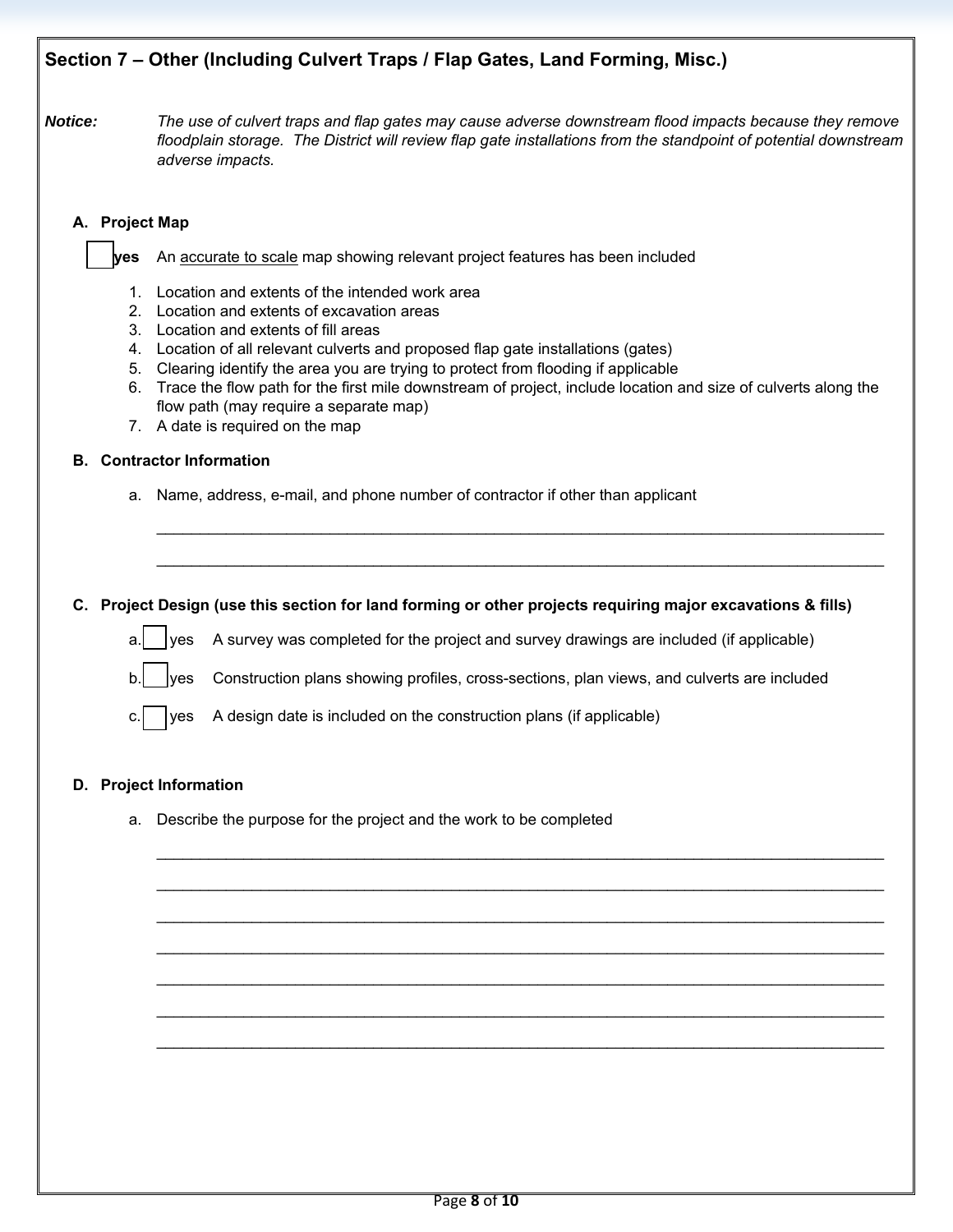## Section 7 – Other (Including Culvert Traps / Flap Gates, Land Forming, Misc.)

**Notice:** *The use of culvert traps and flap gates may cause adverse downstream flood impacts because they remove floodplain storage. The District will review flap gate installations from the standpoint of potential downstream adverse impacts.*

### A. Project Map

☐ **yes** An accurate to scale map showing relevant project features has been included

1. Location and extents of the intended work area
2. Location and extents of excavation areas
3. Location and extents of fill areas
4. Location of all relevant culverts and proposed flap gate installations (gates)
5. Clearing identify the area you are trying to protect from flooding if applicable
6. Trace the flow path for the first mile downstream of project, include location and size of culverts along the flow path (may require a separate map)
7. A date is required on the map

### B. Contractor Information

a. Name, address, e-mail, and phone number of contractor if other than applicant

______________________________________________________________________________

______________________________________________________________________________

### C. Project Design (use this section for land forming or other projects requiring major excavations & fills)

a. ☐ yes A survey was completed for the project and survey drawings are included (if applicable)

b. ☐ yes Construction plans showing profiles, cross-sections, plan views, and culverts are included

c. ☐ yes A design date is included on the construction plans (if applicable)

### D. Project Information

a. Describe the purpose for the project and the work to be completed

______________________________________________________________________________

______________________________________________________________________________

______________________________________________________________________________

______________________________________________________________________________

______________________________________________________________________________

______________________________________________________________________________

______________________________________________________________________________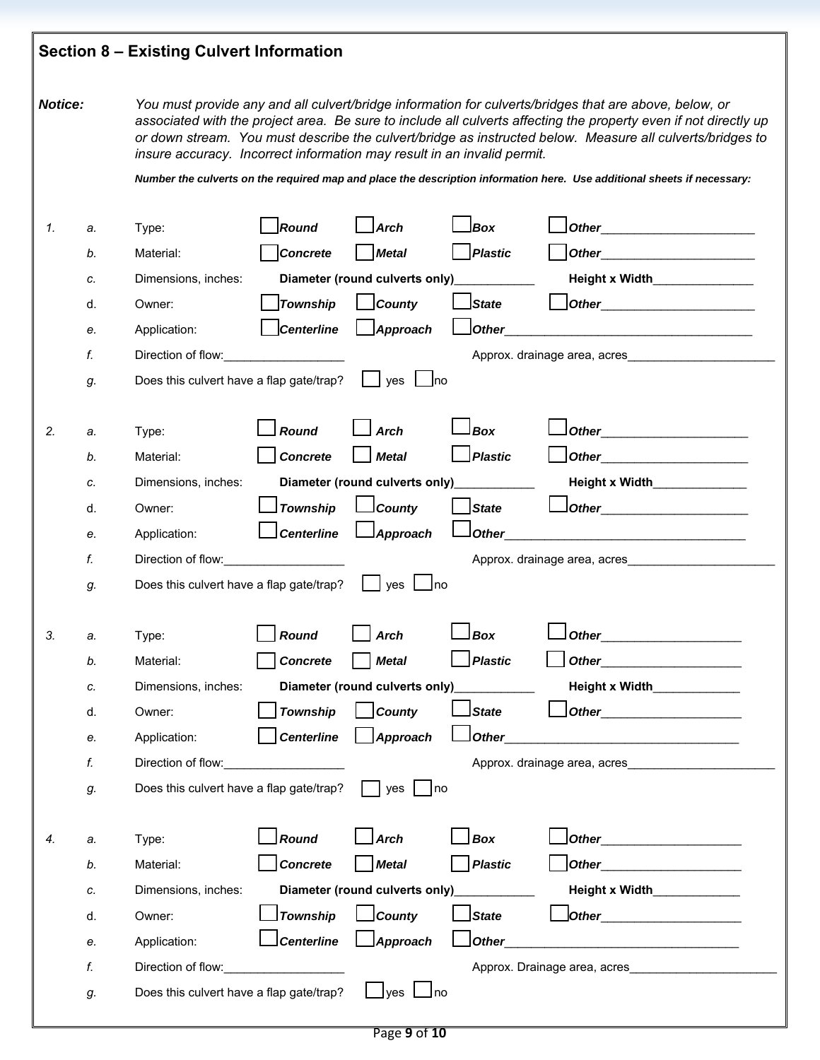## Section 8 – Existing Culvert Information

***Notice:*** *You must provide any and all culvert/bridge information for culverts/bridges that are above, below, or associated with the project area. Be sure to include all culverts affecting the property even if not directly up or down stream. You must describe the culvert/bridge as instructed below. Measure all culverts/bridges to insure accuracy. Incorrect information may result in an invalid permit.*

***Number the culverts on the required map and place the description information here. Use additional sheets if necessary:***

*1.*
- *a.* Type: ☐ ***Round*** ☐ ***Arch*** ☐ ***Box*** ☐ ***Other***______________________
- *b.* Material: ☐ ***Concrete*** ☐ ***Metal*** ☐ ***Plastic*** ☐ ***Other***______________________
- *c.* Dimensions, inches: **Diameter (round culverts only)**____________ **Height x Width**_______________
- d. Owner: ☐ ***Township*** ☐ ***County*** ☐ ***State*** ☐ ***Other***______________________
- *e.* Application: ☐ ***Centerline*** ☐ ***Approach*** ☐ ***Other***____________________________________
- *f.* Direction of flow:__________________ Approx. drainage area, acres______________________
- *g.* Does this culvert have a flap gate/trap? ☐ yes ☐ no

*2.*
- *a.* Type: ☐ ***Round*** ☐ ***Arch*** ☐ ***Box*** ☐ ***Other***_____________________
- *b.* Material: ☐ ***Concrete*** ☐ ***Metal*** ☐ ***Plastic*** ☐ ***Other***_____________________
- *c.* Dimensions, inches: **Diameter (round culverts only)**____________ **Height x Width**______________
- d. Owner: ☐ ***Township*** ☐ ***County*** ☐ ***State*** ☐ ***Other***_____________________
- *e.* Application: ☐ ***Centerline*** ☐ ***Approach*** ☐ ***Other***___________________________________
- *f.* Direction of flow:__________________ Approx. drainage area, acres______________________
- *g.* Does this culvert have a flap gate/trap? ☐ yes ☐ no

*3.*
- *a.* Type: ☐ ***Round*** ☐ ***Arch*** ☐ ***Box*** ☐ ***Other***____________________
- *b.* Material: ☐ ***Concrete*** ☐ ***Metal*** ☐ ***Plastic*** ☐ ***Other***____________________
- *c.* Dimensions, inches: **Diameter (round culverts only)**____________ **Height x Width**_____________
- d. Owner: ☐ ***Township*** ☐ ***County*** ☐ ***State*** ☐ ***Other***____________________
- *e.* Application: ☐ ***Centerline*** ☐ ***Approach*** ☐ ***Other***__________________________________
- *f.* Direction of flow:__________________ Approx. drainage area, acres______________________
- *g.* Does this culvert have a flap gate/trap? ☐ yes ☐ no

*4.*
- *a.* Type: ☐ ***Round*** ☐ ***Arch*** ☐ ***Box*** ☐ ***Other***____________________
- *b.* Material: ☐ ***Concrete*** ☐ ***Metal*** ☐ ***Plastic*** ☐ ***Other***____________________
- *c.* Dimensions, inches: **Diameter (round culverts only)**____________ **Height x Width**_____________
- d. Owner: ☐ ***Township*** ☐ ***County*** ☐ ***State*** ☐ ***Other***____________________
- *e.* Application: ☐ ***Centerline*** ☐ ***Approach*** ☐ ***Other***__________________________________
- *f.* Direction of flow:__________________ Approx. Drainage area, acres______________________
- *g.* Does this culvert have a flap gate/trap? ☐ yes ☐ no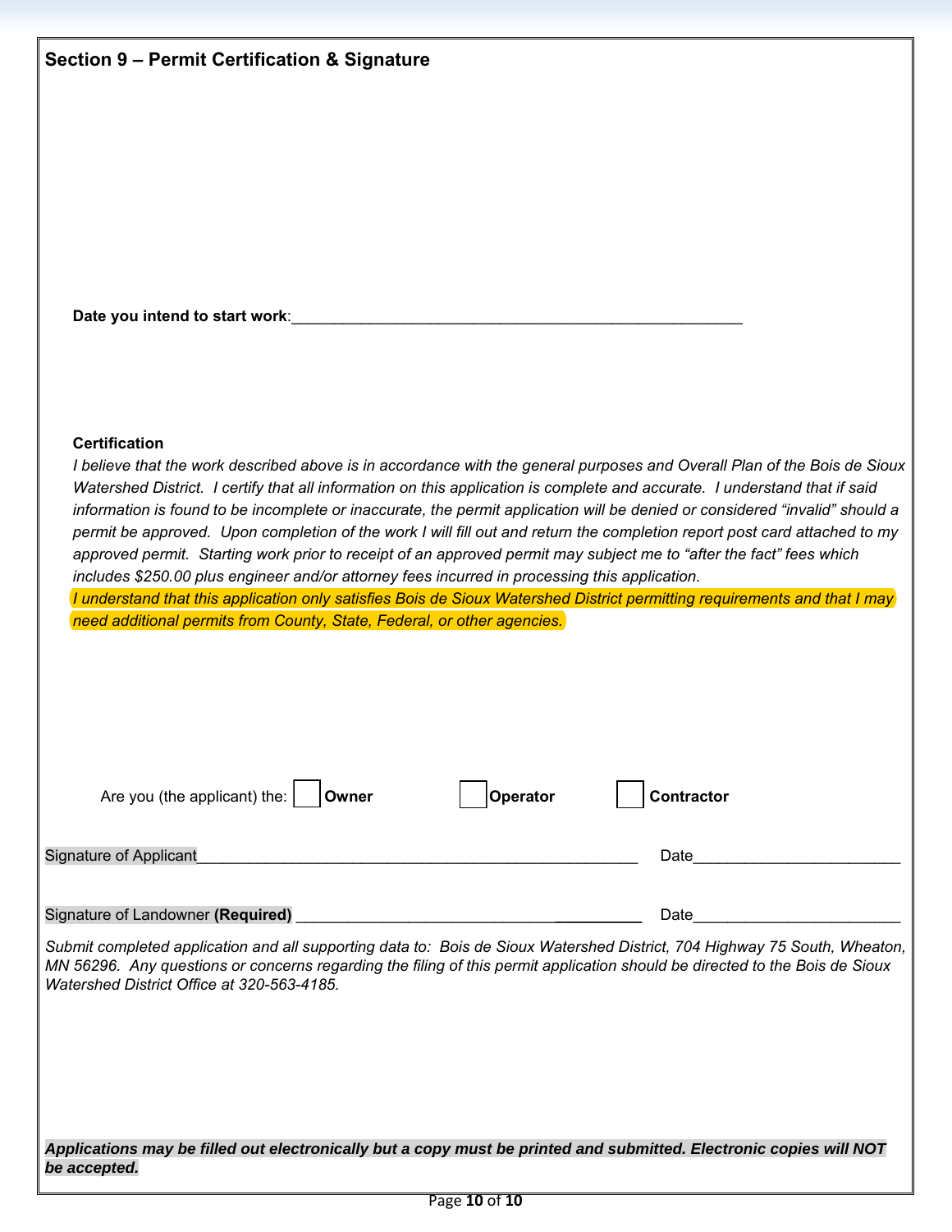## Section 9 – Permit Certification & Signature

**Date you intend to start work**:_______________________________________________________

**Certification**

*I believe that the work described above is in accordance with the general purposes and Overall Plan of the Bois de Sioux Watershed District. I certify that all information on this application is complete and accurate. I understand that if said information is found to be incomplete or inaccurate, the permit application will be denied or considered "invalid" should a permit be approved. Upon completion of the work I will fill out and return the completion report post card attached to my approved permit. Starting work prior to receipt of an approved permit may subject me to "after the fact" fees which includes $250.00 plus engineer and/or attorney fees incurred in processing this application.*

*I understand that this application only satisfies Bois de Sioux Watershed District permitting requirements and that I may need additional permits from County, State, Federal, or other agencies.*

Are you (the applicant) the: ☐ **Owner** ☐ **Operator** ☐ **Contractor**

Signature of Applicant_____________________________________________________ Date_______________________

Signature of Landowner **(Required)** ________________________________________ Date_______________________

*Submit completed application and all supporting data to: Bois de Sioux Watershed District, 704 Highway 75 South, Wheaton, MN 56296. Any questions or concerns regarding the filing of this permit application should be directed to the Bois de Sioux Watershed District Office at 320-563-4185.*

***Applications may be filled out electronically but a copy must be printed and submitted. Electronic copies will NOT be accepted.***